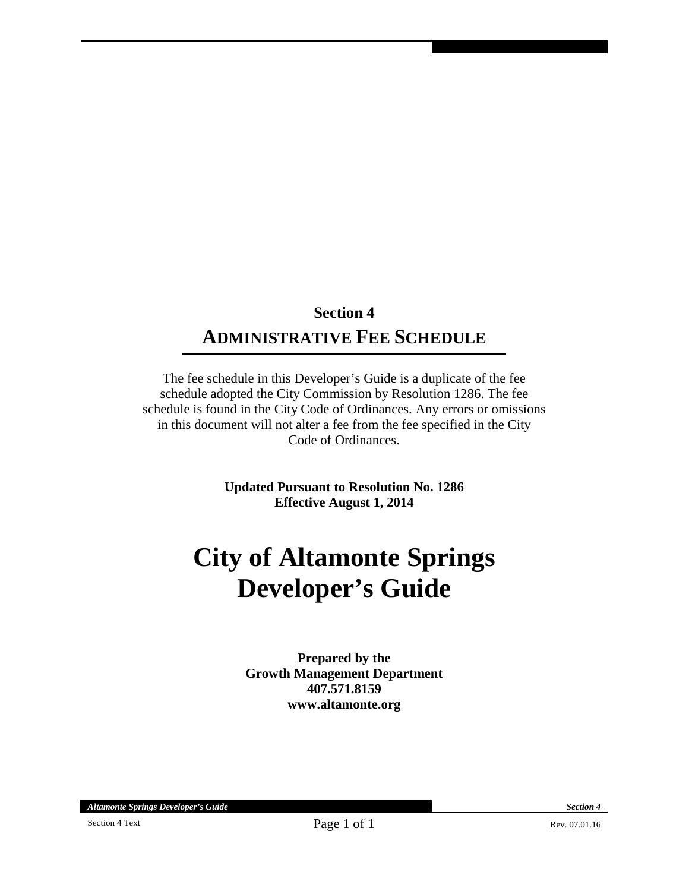## Section 4

# ADMINISTRATIVE FEE SCHEDULE

The fee schedule in this Developer's Guide is a duplicate of the fee schedule adopted the City Commission by Resolution 1286. The fee schedule is found in the City Code of Ordinances. Any errors or omissions in this document will not alter a fee from the fee specified in the City Code of Ordinances.

**Updated Pursuant to Resolution No. 1286**
**Effective August 1, 2014**

# City of Altamonte Springs Developer's Guide

**Prepared by the**
**Growth Management Department**
**407.571.8159**
**www.altamonte.org**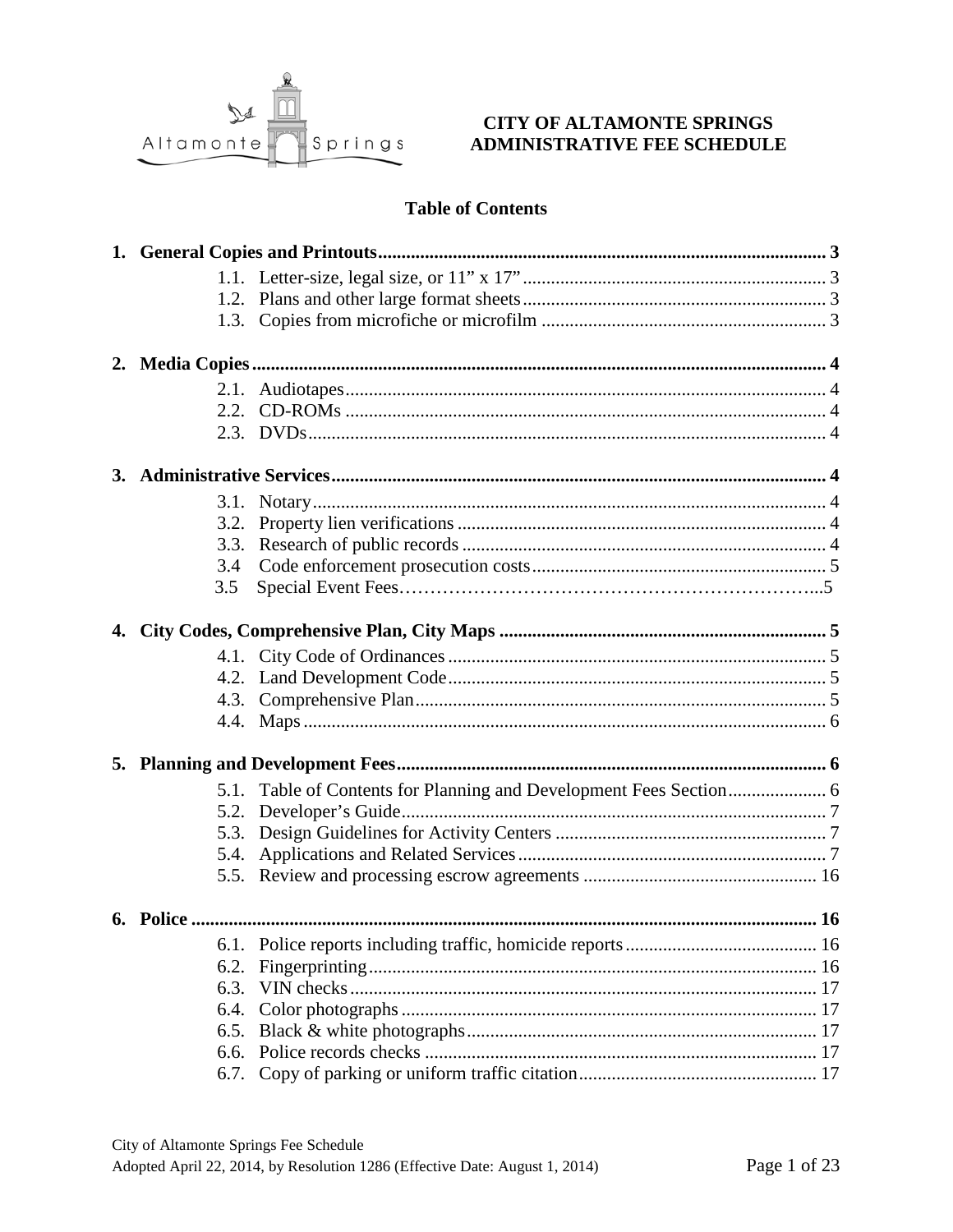# CITY OF ALTAMONTE SPRINGS
# ADMINISTRATIVE FEE SCHEDULE

## Table of Contents

**1. General Copies and Printouts ..... 3**
- 1.1. Letter-size, legal size, or 11” x 17” ..... 3
- 1.2. Plans and other large format sheets ..... 3
- 1.3. Copies from microfiche or microfilm ..... 3

**2. Media Copies ..... 4**
- 2.1. Audiotapes ..... 4
- 2.2. CD-ROMs ..... 4
- 2.3. DVDs ..... 4

**3. Administrative Services ..... 4**
- 3.1. Notary ..... 4
- 3.2. Property lien verifications ..... 4
- 3.3. Research of public records ..... 4
- 3.4 Code enforcement prosecution costs ..... 5
- 3.5 Special Event Fees ..... 5

**4. City Codes, Comprehensive Plan, City Maps ..... 5**
- 4.1. City Code of Ordinances ..... 5
- 4.2. Land Development Code ..... 5
- 4.3. Comprehensive Plan ..... 5
- 4.4. Maps ..... 6

**5. Planning and Development Fees ..... 6**
- 5.1. Table of Contents for Planning and Development Fees Section ..... 6
- 5.2. Developer’s Guide ..... 7
- 5.3. Design Guidelines for Activity Centers ..... 7
- 5.4. Applications and Related Services ..... 7
- 5.5. Review and processing escrow agreements ..... 16

**6. Police ..... 16**
- 6.1. Police reports including traffic, homicide reports ..... 16
- 6.2. Fingerprinting ..... 16
- 6.3. VIN checks ..... 17
- 6.4. Color photographs ..... 17
- 6.5. Black & white photographs ..... 17
- 6.6. Police records checks ..... 17
- 6.7. Copy of parking or uniform traffic citation ..... 17

City of Altamonte Springs Fee Schedule
Adopted April 22, 2014, by Resolution 1286 (Effective Date: August 1, 2014)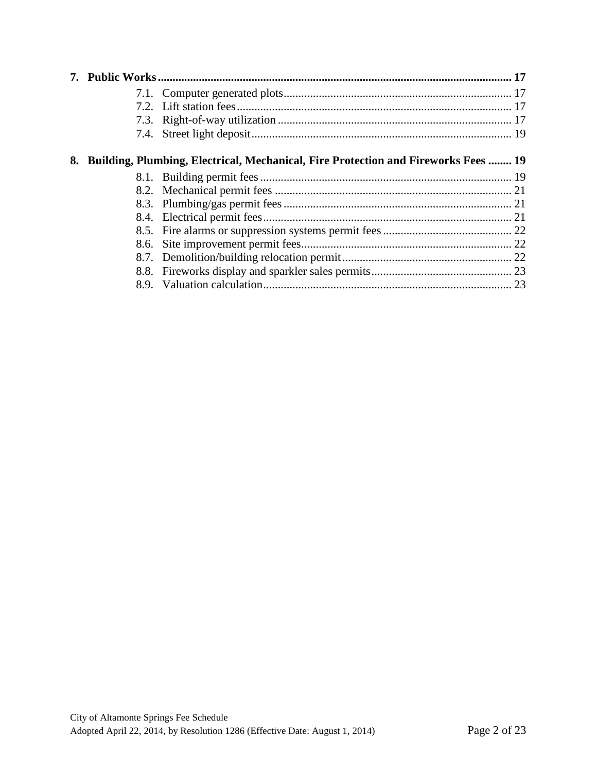**7. Public Works** ........ 17

- 7.1. Computer generated plots ........ 17
- 7.2. Lift station fees ........ 17
- 7.3. Right-of-way utilization ........ 17
- 7.4. Street light deposit ........ 19

**8. Building, Plumbing, Electrical, Mechanical, Fire Protection and Fireworks Fees** ........ 19

- 8.1. Building permit fees ........ 19
- 8.2. Mechanical permit fees ........ 21
- 8.3. Plumbing/gas permit fees ........ 21
- 8.4. Electrical permit fees ........ 21
- 8.5. Fire alarms or suppression systems permit fees ........ 22
- 8.6. Site improvement permit fees ........ 22
- 8.7. Demolition/building relocation permit ........ 22
- 8.8. Fireworks display and sparkler sales permits ........ 23
- 8.9. Valuation calculation ........ 23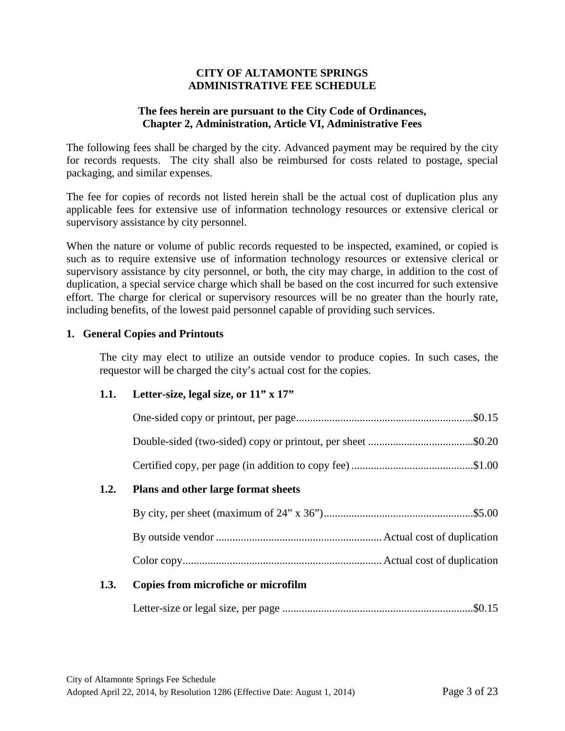# CITY OF ALTAMONTE SPRINGS
# ADMINISTRATIVE FEE SCHEDULE

**The fees herein are pursuant to the City Code of Ordinances, Chapter 2, Administration, Article VI, Administrative Fees**

The following fees shall be charged by the city. Advanced payment may be required by the city for records requests. The city shall also be reimbursed for costs related to postage, special packaging, and similar expenses.

The fee for copies of records not listed herein shall be the actual cost of duplication plus any applicable fees for extensive use of information technology resources or extensive clerical or supervisory assistance by city personnel.

When the nature or volume of public records requested to be inspected, examined, or copied is such as to require extensive use of information technology resources or extensive clerical or supervisory assistance by city personnel, or both, the city may charge, in addition to the cost of duplication, a special service charge which shall be based on the cost incurred for such extensive effort. The charge for clerical or supervisory resources will be no greater than the hourly rate, including benefits, of the lowest paid personnel capable of providing such services.

## 1. General Copies and Printouts

The city may elect to utilize an outside vendor to produce copies. In such cases, the requestor will be charged the city's actual cost for the copies.

### 1.1. Letter-size, legal size, or 11" x 17"

One-sided copy or printout, per page................................................................$0.15

Double-sided (two-sided) copy or printout, per sheet ......................................$0.20

Certified copy, per page (in addition to copy fee) ............................................$1.00

### 1.2. Plans and other large format sheets

By city, per sheet (maximum of 24" x 36")......................................................$5.00

By outside vendor ............................................................ Actual cost of duplication

Color copy........................................................................ Actual cost of duplication

### 1.3. Copies from microfiche or microfilm

Letter-size or legal size, per page .....................................................................$0.15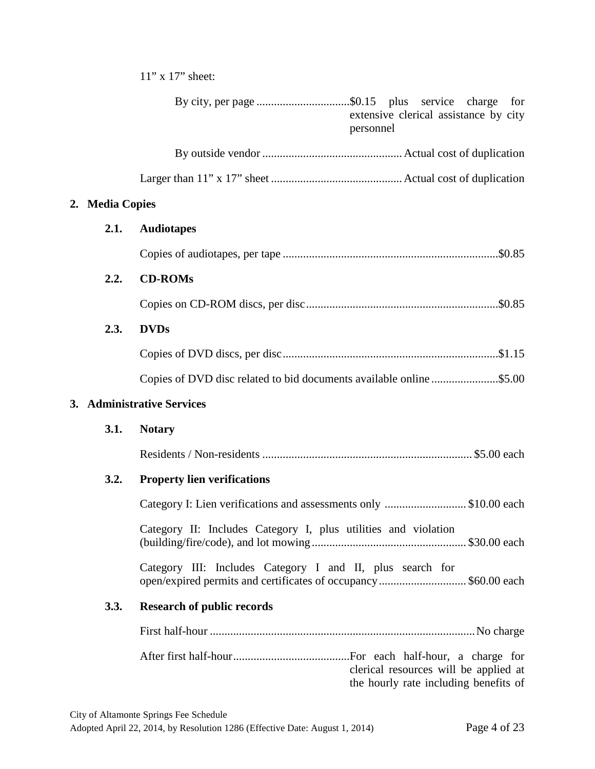11” x 17” sheet:

By city, per page ................................$0.15 plus service charge for extensive clerical assistance by city personnel

By outside vendor ................................................Actual cost of duplication

Larger than 11” x 17” sheet .............................................Actual cost of duplication

## 2. Media Copies

### 2.1. Audiotapes

Copies of audiotapes, per tape ..........................................................................$0.85

### 2.2. CD-ROMs

Copies on CD-ROM discs, per disc..................................................................$0.85

### 2.3. DVDs

Copies of DVD discs, per disc..........................................................................$1.15

Copies of DVD disc related to bid documents available online .......................$5.00

## 3. Administrative Services

### 3.1. Notary

Residents / Non-residents ........................................................................ $5.00 each

### 3.2. Property lien verifications

Category I: Lien verifications and assessments only ............................ $10.00 each

Category II: Includes Category I, plus utilities and violation (building/fire/code), and lot mowing..................................................... $30.00 each

Category III: Includes Category I and II, plus search for open/expired permits and certificates of occupancy.............................. $60.00 each

### 3.3. Research of public records

First half-hour ...........................................................................................No charge

After first half-hour........................................For each half-hour, a charge for clerical resources will be applied at the hourly rate including benefits of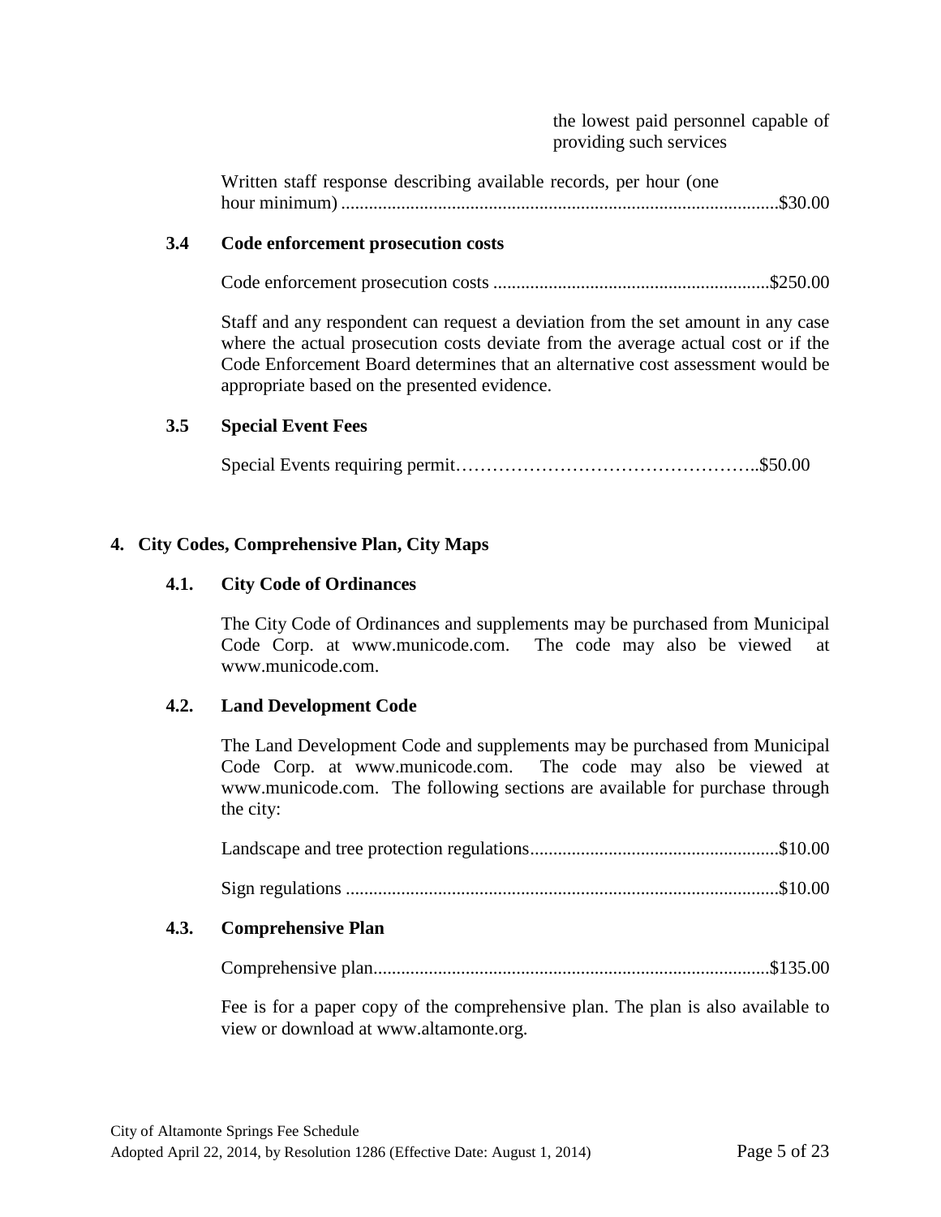the lowest paid personnel capable of providing such services

Written staff response describing available records, per hour (one hour minimum) ............................................................................................$30.00

### 3.4 Code enforcement prosecution costs

Code enforcement prosecution costs ..........................................................$250.00

Staff and any respondent can request a deviation from the set amount in any case where the actual prosecution costs deviate from the average actual cost or if the Code Enforcement Board determines that an alternative cost assessment would be appropriate based on the presented evidence.

### 3.5 Special Event Fees

Special Events requiring permit…………………………………………..$50.00

## 4. City Codes, Comprehensive Plan, City Maps

### 4.1. City Code of Ordinances

The City Code of Ordinances and supplements may be purchased from Municipal Code Corp. at www.municode.com. The code may also be viewed at www.municode.com.

### 4.2. Land Development Code

The Land Development Code and supplements may be purchased from Municipal Code Corp. at www.municode.com. The code may also be viewed at www.municode.com. The following sections are available for purchase through the city:

Landscape and tree protection regulations....................................................$10.00

Sign regulations ............................................................................................$10.00

### 4.3. Comprehensive Plan

Comprehensive plan....................................................................................$135.00

Fee is for a paper copy of the comprehensive plan. The plan is also available to view or download at www.altamonte.org.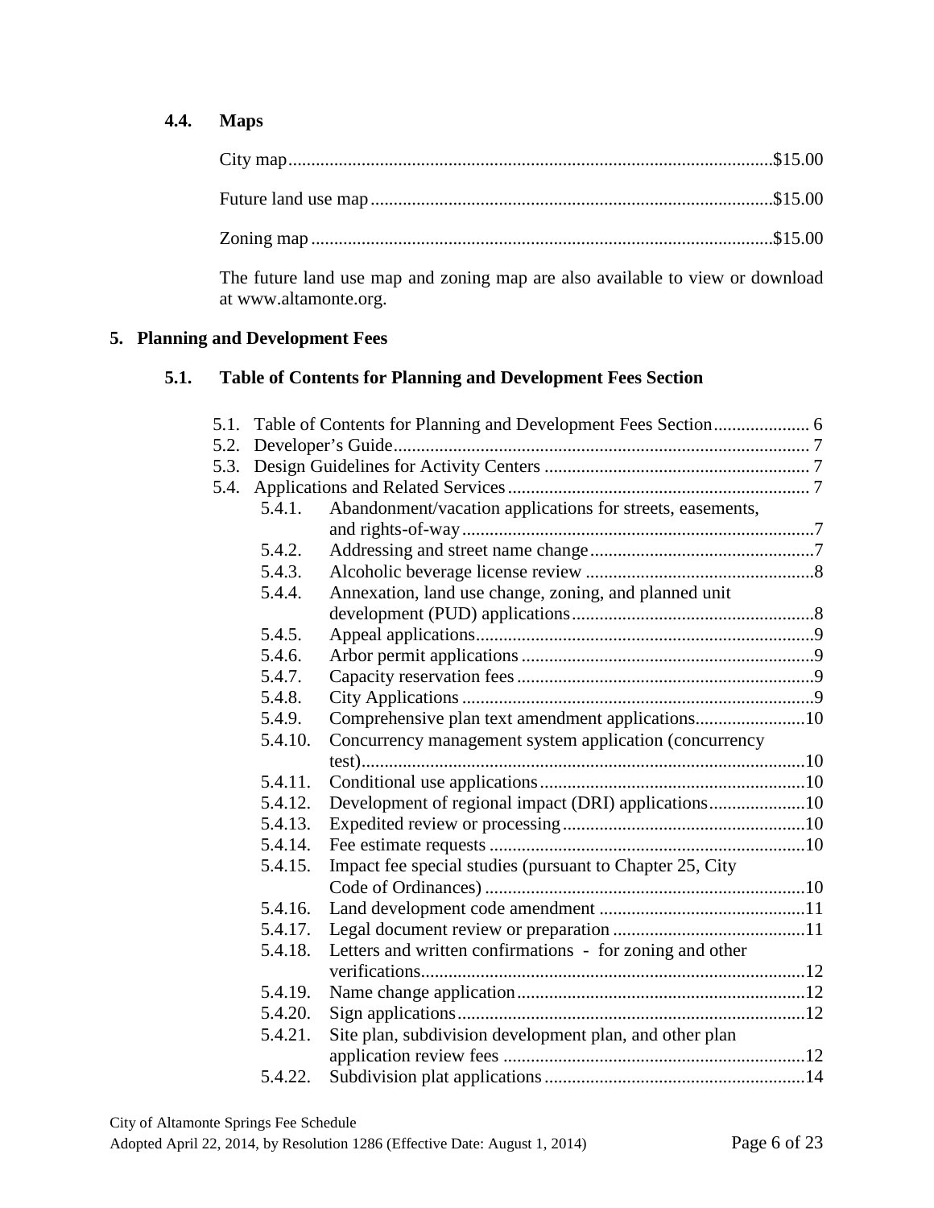### 4.4. Maps

City map........................................................................................................$15.00

Future land use map.......................................................................................$15.00

Zoning map....................................................................................................$15.00

The future land use map and zoning map are also available to view or download at www.altamonte.org.

## 5. Planning and Development Fees

### 5.1. Table of Contents for Planning and Development Fees Section

- 5.1. Table of Contents for Planning and Development Fees Section..................... 6
- 5.2. Developer's Guide.......................................................................................... 7
- 5.3. Design Guidelines for Activity Centers .......................................................... 7
- 5.4. Applications and Related Services.................................................................. 7
  - 5.4.1. Abandonment/vacation applications for streets, easements, and rights-of-way.............................................................................7
  - 5.4.2. Addressing and street name change.................................................7
  - 5.4.3. Alcoholic beverage license review ..................................................8
  - 5.4.4. Annexation, land use change, zoning, and planned unit development (PUD) applications.....................................................8
  - 5.4.5. Appeal applications..........................................................................9
  - 5.4.6. Arbor permit applications................................................................9
  - 5.4.7. Capacity reservation fees.................................................................9
  - 5.4.8. City Applications.............................................................................9
  - 5.4.9. Comprehensive plan text amendment applications........................10
  - 5.4.10. Concurrency management system application (concurrency test).................................................................................................10
  - 5.4.11. Conditional use applications..........................................................10
  - 5.4.12. Development of regional impact (DRI) applications.....................10
  - 5.4.13. Expedited review or processing.....................................................10
  - 5.4.14. Fee estimate requests.....................................................................10
  - 5.4.15. Impact fee special studies (pursuant to Chapter 25, City Code of Ordinances).......................................................................10
  - 5.4.16. Land development code amendment .............................................11
  - 5.4.17. Legal document review or preparation ..........................................11
  - 5.4.18. Letters and written confirmations - for zoning and other verifications...................................................................................12
  - 5.4.19. Name change application...............................................................12
  - 5.4.20. Sign applications............................................................................12
  - 5.4.21. Site plan, subdivision development plan, and other plan application review fees ..................................................................12
  - 5.4.22. Subdivision plat applications.........................................................14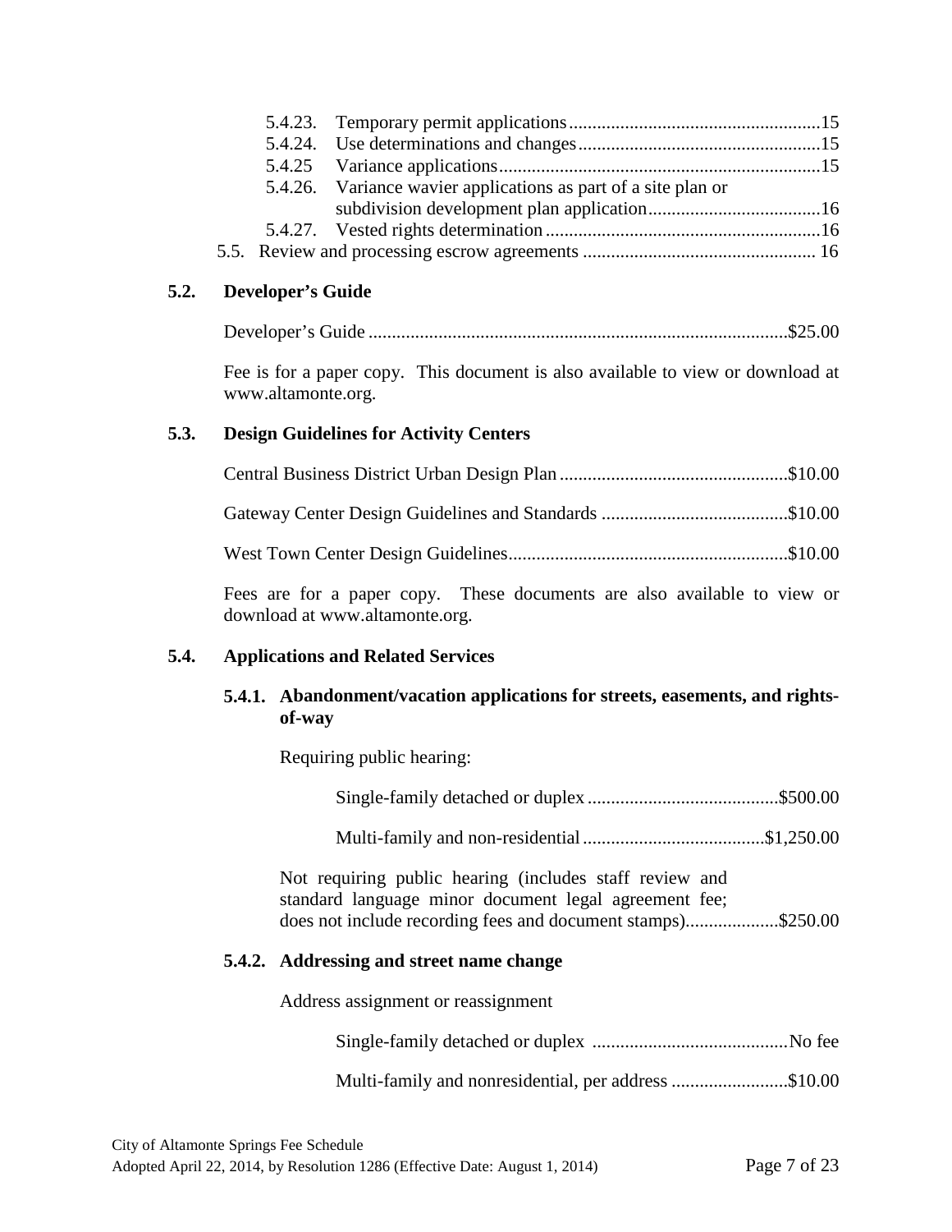5.4.23. Temporary permit applications .....................................................15
5.4.24. Use determinations and changes ...................................................15
5.4.25 Variance applications ....................................................................15
5.4.26. Variance wavier applications as part of a site plan or subdivision development plan application .....................................16
5.4.27. Vested rights determination ..........................................................16
5.5. Review and processing escrow agreements ................................................. 16

## 5.2. Developer's Guide

Developer's Guide .........................................................................................$25.00

Fee is for a paper copy. This document is also available to view or download at www.altamonte.org.

## 5.3. Design Guidelines for Activity Centers

Central Business District Urban Design Plan .................................................$10.00

Gateway Center Design Guidelines and Standards ........................................$10.00

West Town Center Design Guidelines...........................................................$10.00

Fees are for a paper copy. These documents are also available to view or download at www.altamonte.org.

## 5.4. Applications and Related Services

### 5.4.1. Abandonment/vacation applications for streets, easements, and rights-of-way

Requiring public hearing:

Single-family detached or duplex .........................................$500.00

Multi-family and non-residential .......................................$1,250.00

Not requiring public hearing (includes staff review and standard language minor document legal agreement fee; does not include recording fees and document stamps)....................$250.00

### 5.4.2. Addressing and street name change

Address assignment or reassignment

Single-family detached or duplex ..........................................No fee

Multi-family and nonresidential, per address .........................$10.00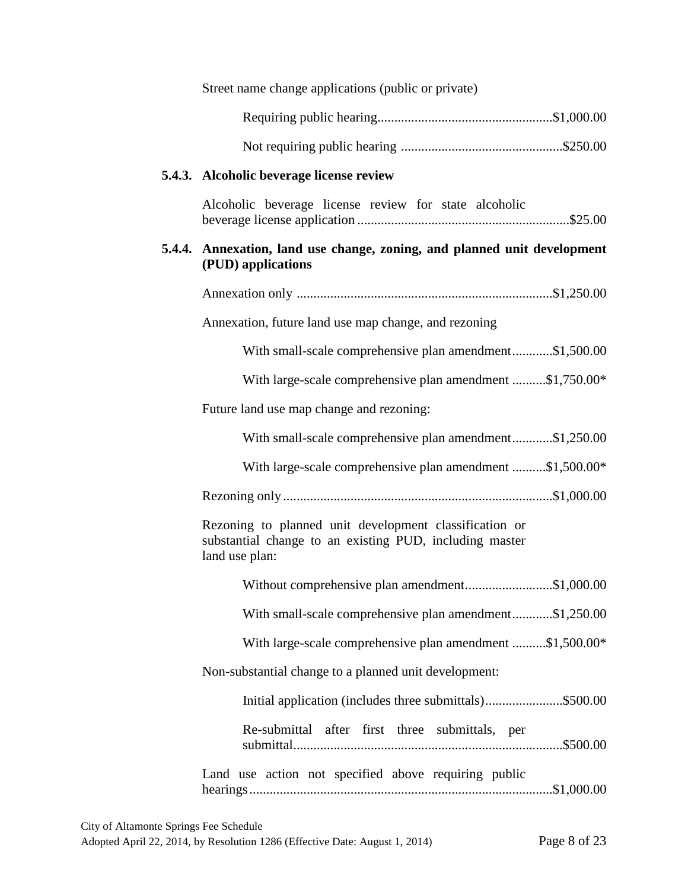Street name change applications (public or private)

Requiring public hearing....................................................$1,000.00

Not requiring public hearing ................................................$250.00

### 5.4.3. Alcoholic beverage license review

Alcoholic beverage license review for state alcoholic beverage license application ..............................................................$25.00

### 5.4.4. Annexation, land use change, zoning, and planned unit development (PUD) applications

Annexation only ...........................................................................$1,250.00

Annexation, future land use map change, and rezoning

With small-scale comprehensive plan amendment............$1,500.00

With large-scale comprehensive plan amendment ..........$1,750.00*

Future land use map change and rezoning:

With small-scale comprehensive plan amendment............$1,250.00

With large-scale comprehensive plan amendment ..........$1,500.00*

Rezoning only...............................................................................$1,000.00

Rezoning to planned unit development classification or substantial change to an existing PUD, including master land use plan:

Without comprehensive plan amendment..........................$1,000.00

With small-scale comprehensive plan amendment............$1,250.00

With large-scale comprehensive plan amendment ..........$1,500.00*

Non-substantial change to a planned unit development:

Initial application (includes three submittals).......................$500.00

Re-submittal after first three submittals, per submittal...............................................................................$500.00

Land use action not specified above requiring public hearings.........................................................................................$1,000.00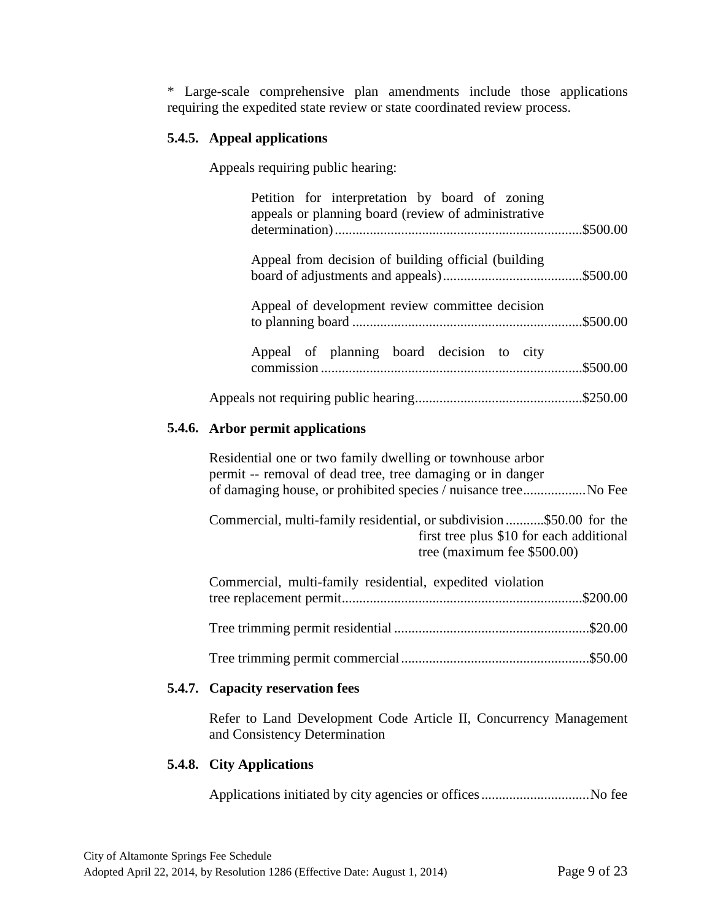* Large-scale comprehensive plan amendments include those applications requiring the expedited state review or state coordinated review process.

### 5.4.5. Appeal applications

Appeals requiring public hearing:

Petition for interpretation by board of zoning appeals or planning board (review of administrative determination).....................................................................$500.00

Appeal from decision of building official (building board of adjustments and appeals).......................................$500.00

Appeal of development review committee decision to planning board .................................................................$500.00

Appeal of planning board decision to city commission..........................................................................$500.00

Appeals not requiring public hearing...............................................$250.00

### 5.4.6. Arbor permit applications

Residential one or two family dwelling or townhouse arbor permit -- removal of dead tree, tree damaging or in danger of damaging house, or prohibited species / nuisance tree..................No Fee

Commercial, multi-family residential, or subdivision...........$50.00 for the first tree plus $10 for each additional tree (maximum fee $500.00)

Commercial, multi-family residential, expedited violation tree replacement permit....................................................................$200.00

Tree trimming permit residential.......................................................$20.00

Tree trimming permit commercial.....................................................$50.00

### 5.4.7. Capacity reservation fees

Refer to Land Development Code Article II, Concurrency Management and Consistency Determination

### 5.4.8. City Applications

Applications initiated by city agencies or offices...............................No fee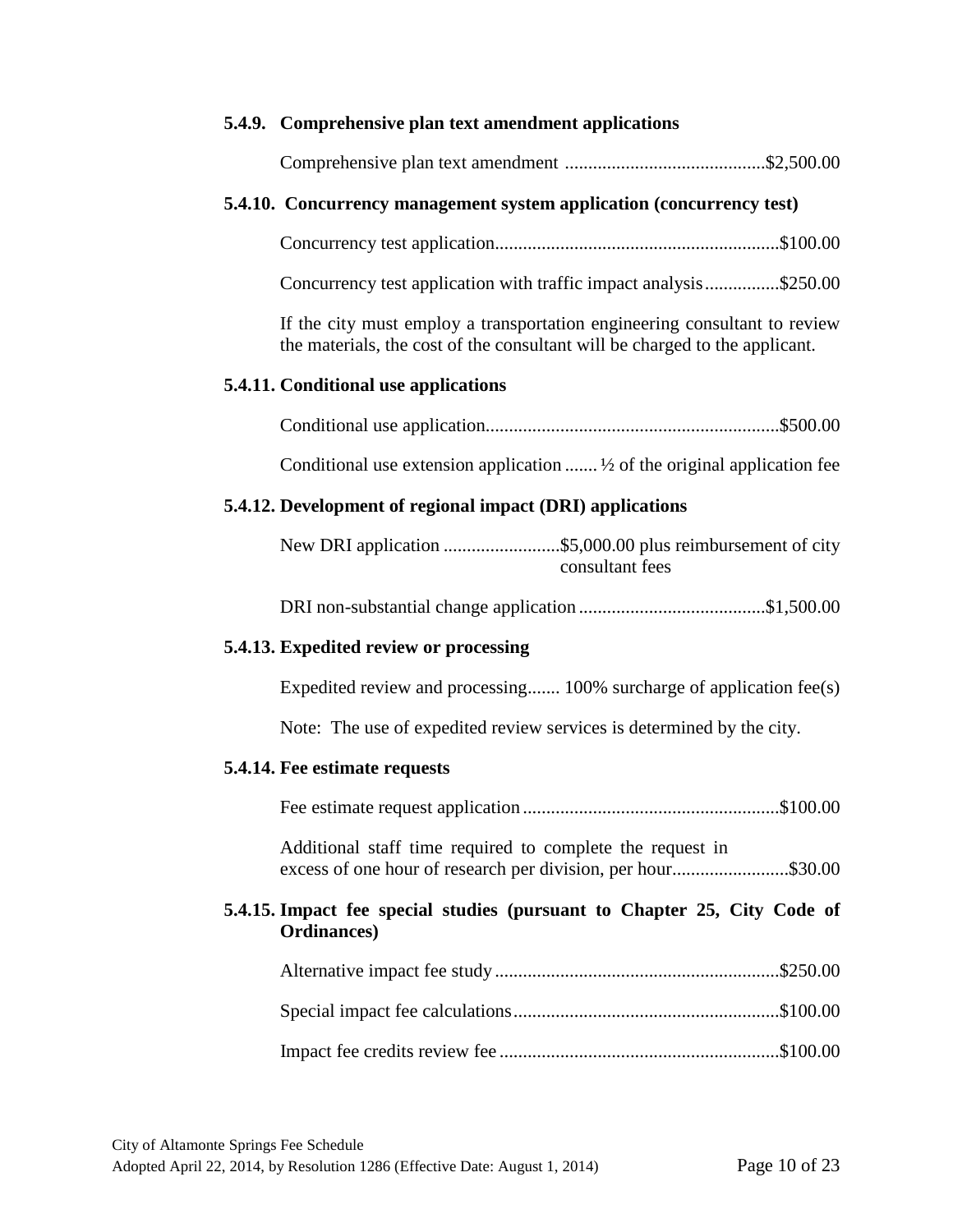### 5.4.9. Comprehensive plan text amendment applications

Comprehensive plan text amendment ..........................................$2,500.00

### 5.4.10. Concurrency management system application (concurrency test)

Concurrency test application............................................................$100.00

Concurrency test application with traffic impact analysis................$250.00

If the city must employ a transportation engineering consultant to review the materials, the cost of the consultant will be charged to the applicant.

### 5.4.11. Conditional use applications

Conditional use application..............................................................$500.00

Conditional use extension application ....... ½ of the original application fee

### 5.4.12. Development of regional impact (DRI) applications

New DRI application .........................$5,000.00 plus reimbursement of city consultant fees

DRI non-substantial change application .......................................$1,500.00

### 5.4.13. Expedited review or processing

Expedited review and processing....... 100% surcharge of application fee(s)

Note: The use of expedited review services is determined by the city.

### 5.4.14. Fee estimate requests

Fee estimate request application ......................................................$100.00

Additional staff time required to complete the request in excess of one hour of research per division, per hour.........................$30.00

### 5.4.15. Impact fee special studies (pursuant to Chapter 25, City Code of Ordinances)

Alternative impact fee study ............................................................$250.00

Special impact fee calculations.........................................................$100.00

Impact fee credits review fee ...........................................................$100.00

City of Altamonte Springs Fee Schedule
Adopted April 22, 2014, by Resolution 1286 (Effective Date: August 1, 2014)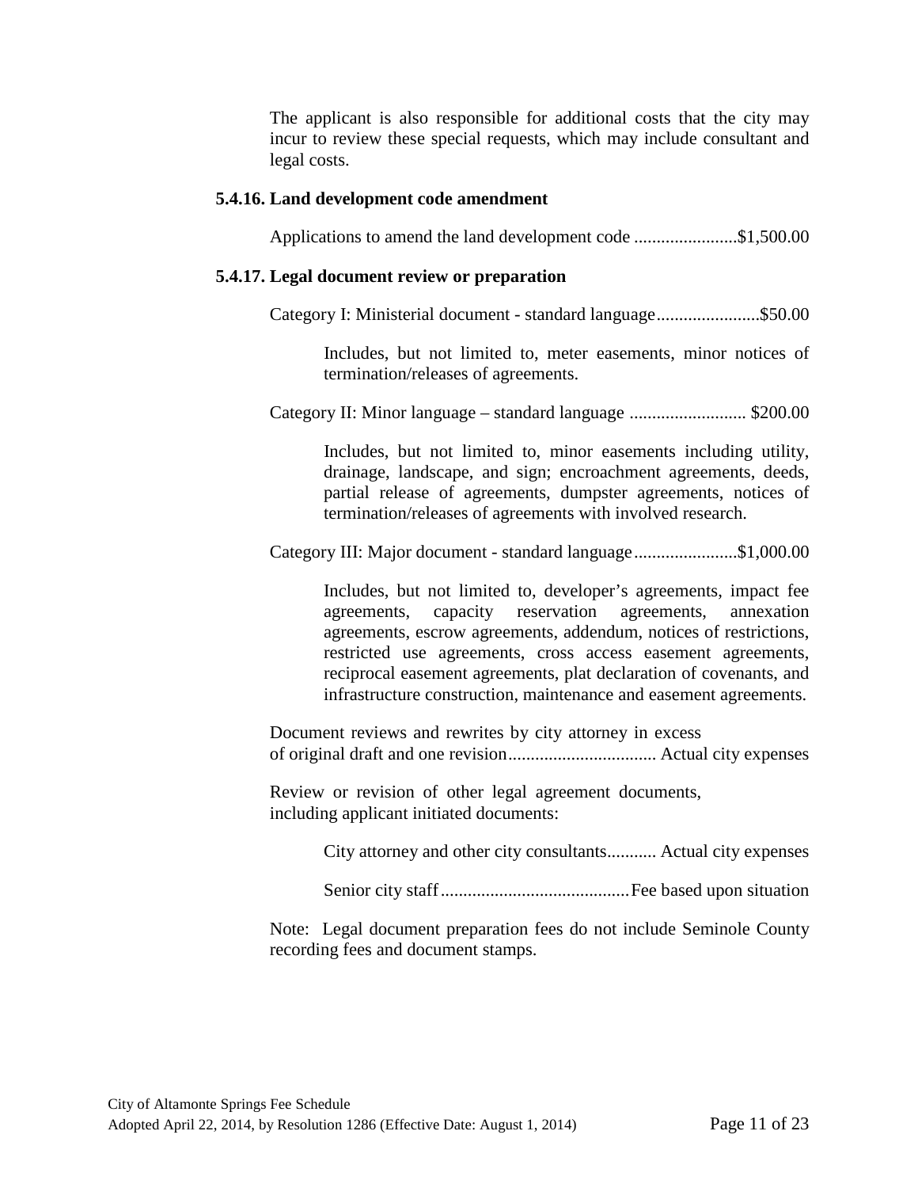The applicant is also responsible for additional costs that the city may incur to review these special requests, which may include consultant and legal costs.

### 5.4.16. Land development code amendment

Applications to amend the land development code .......................$1,500.00

### 5.4.17. Legal document review or preparation

Category I: Ministerial document - standard language.......................$50.00

Includes, but not limited to, meter easements, minor notices of termination/releases of agreements.

Category II: Minor language – standard language .......................... $200.00

Includes, but not limited to, minor easements including utility, drainage, landscape, and sign; encroachment agreements, deeds, partial release of agreements, dumpster agreements, notices of termination/releases of agreements with involved research.

Category III: Major document - standard language.......................$1,000.00

Includes, but not limited to, developer's agreements, impact fee agreements, capacity reservation agreements, annexation agreements, escrow agreements, addendum, notices of restrictions, restricted use agreements, cross access easement agreements, reciprocal easement agreements, plat declaration of covenants, and infrastructure construction, maintenance and easement agreements.

Document reviews and rewrites by city attorney in excess of original draft and one revision................................. Actual city expenses

Review or revision of other legal agreement documents, including applicant initiated documents:

City attorney and other city consultants........... Actual city expenses

Senior city staff..........................................Fee based upon situation

Note: Legal document preparation fees do not include Seminole County recording fees and document stamps.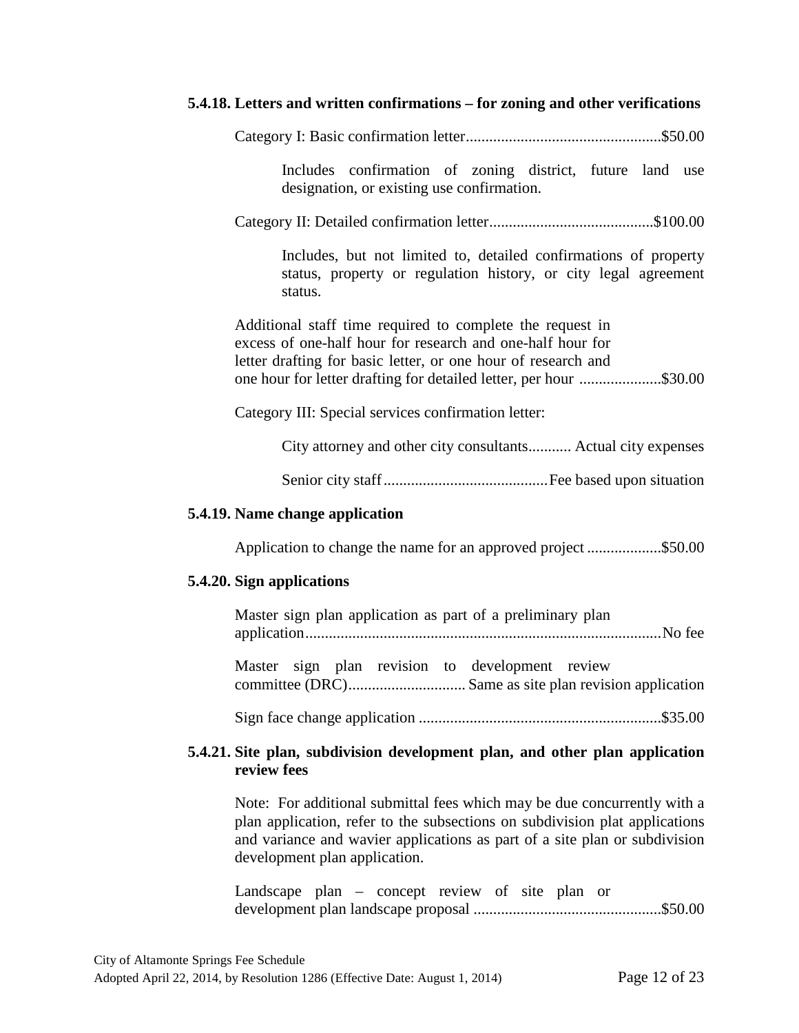### 5.4.18. Letters and written confirmations – for zoning and other verifications

Category I: Basic confirmation letter.................................................$50.00

Includes confirmation of zoning district, future land use designation, or existing use confirmation.

Category II: Detailed confirmation letter..........................................$100.00

Includes, but not limited to, detailed confirmations of property status, property or regulation history, or city legal agreement status.

Additional staff time required to complete the request in excess of one-half hour for research and one-half hour for letter drafting for basic letter, or one hour of research and one hour for letter drafting for detailed letter, per hour .....................$30.00

Category III: Special services confirmation letter:

City attorney and other city consultants........... Actual city expenses

Senior city staff..........................................Fee based upon situation

### 5.4.19. Name change application

Application to change the name for an approved project ...................$50.00

### 5.4.20. Sign applications

Master sign plan application as part of a preliminary plan application..........................................................................................No fee

Master sign plan revision to development review committee (DRC).............................. Same as site plan revision application

Sign face change application .............................................................$35.00

### 5.4.21. Site plan, subdivision development plan, and other plan application review fees

Note: For additional submittal fees which may be due concurrently with a plan application, refer to the subsections on subdivision plat applications and variance and wavier applications as part of a site plan or subdivision development plan application.

Landscape plan – concept review of site plan or development plan landscape proposal ...............................................$50.00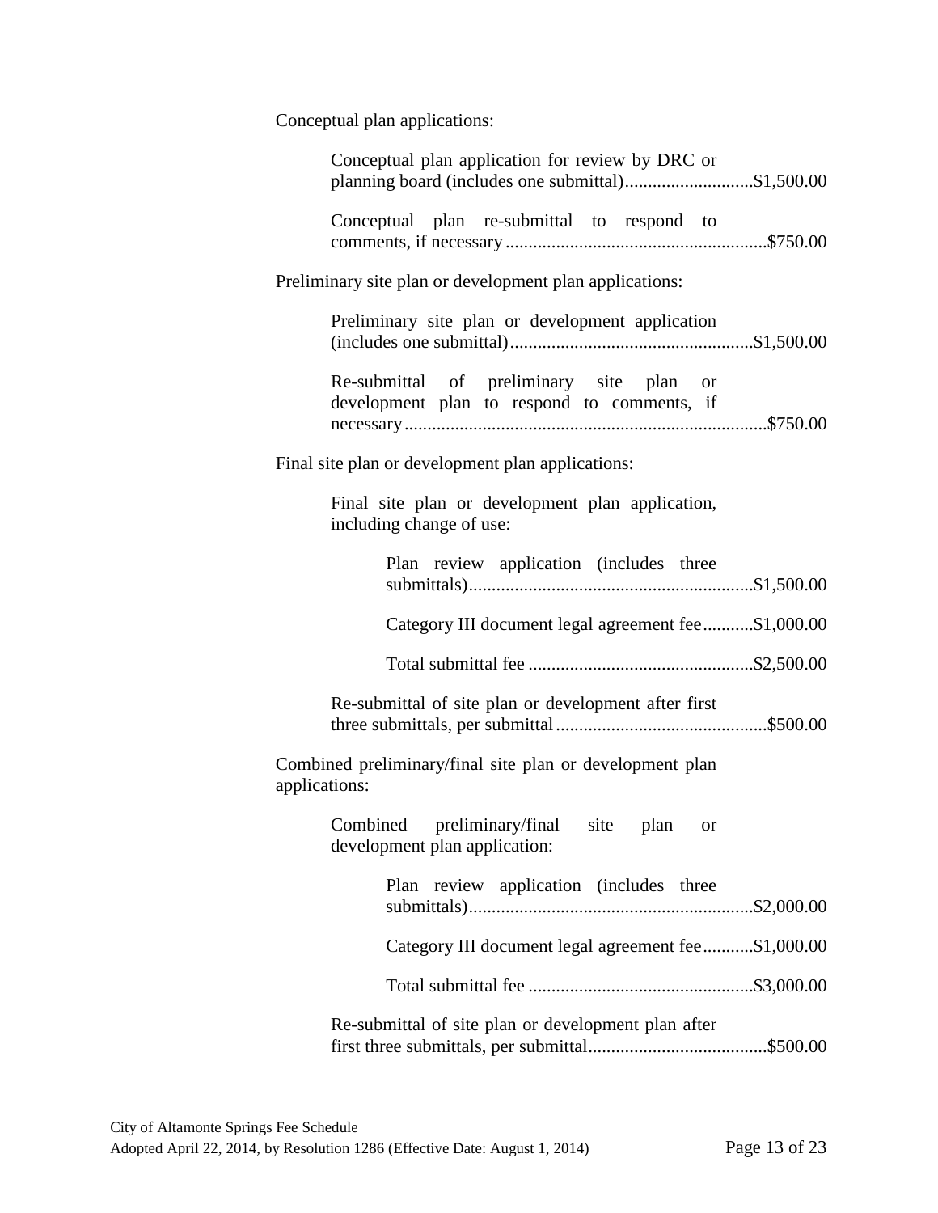Conceptual plan applications:

> Conceptual plan application for review by DRC or planning board (includes one submittal)............................$1,500.00
>
> Conceptual plan re-submittal to respond to comments, if necessary.........................................................$750.00

Preliminary site plan or development plan applications:

> Preliminary site plan or development application (includes one submittal).....................................................$1,500.00
>
> Re-submittal of preliminary site plan or development plan to respond to comments, if necessary...............................................................................$750.00

Final site plan or development plan applications:

> Final site plan or development plan application, including change of use:
>
> > Plan review application (includes three submittals).............................................................$1,500.00
> >
> > Category III document legal agreement fee...........$1,000.00
> >
> > Total submittal fee .................................................$2,500.00
>
> Re-submittal of site plan or development after first three submittals, per submittal..............................................$500.00

Combined preliminary/final site plan or development plan applications:

> Combined preliminary/final site plan or development plan application:
>
> > Plan review application (includes three submittals).............................................................$2,000.00
> >
> > Category III document legal agreement fee...........$1,000.00
> >
> > Total submittal fee .................................................$3,000.00
>
> Re-submittal of site plan or development plan after first three submittals, per submittal.......................................$500.00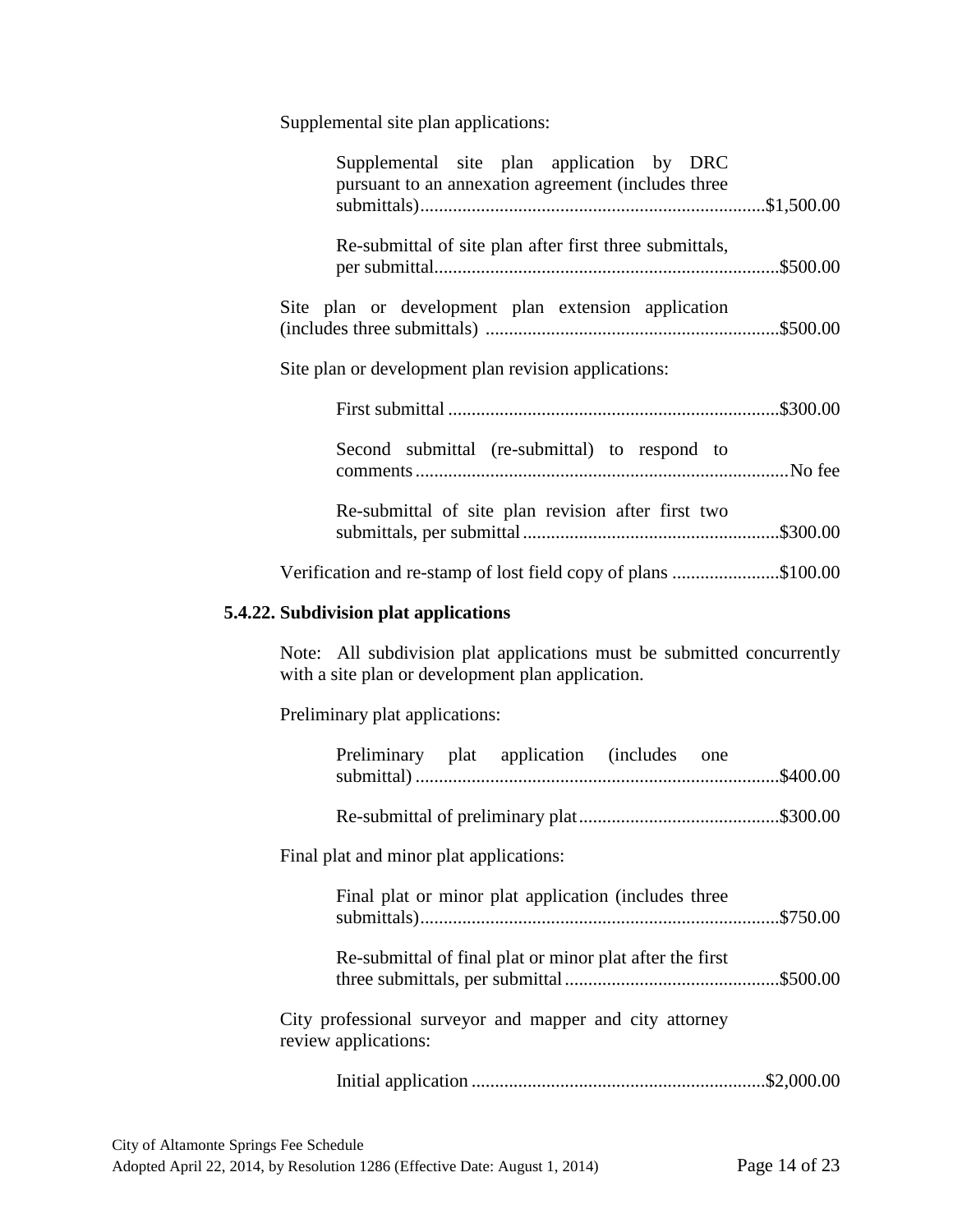Supplemental site plan applications:

Supplemental site plan application by DRC pursuant to an annexation agreement (includes three submittals)....................................................................$1,500.00

Re-submittal of site plan after first three submittals, per submittal....................................................................$500.00

Site plan or development plan extension application (includes three submittals) ..............................................................$500.00

Site plan or development plan revision applications:

First submittal ......................................................................$300.00

Second submittal (re-submittal) to respond to comments...............................................................................No fee

Re-submittal of site plan revision after first two submittals, per submittal......................................................$300.00

Verification and re-stamp of lost field copy of plans .......................$100.00

### 5.4.22. Subdivision plat applications

Note: All subdivision plat applications must be submitted concurrently with a site plan or development plan application.

Preliminary plat applications:

Preliminary plat application (includes one submittal) .............................................................................$400.00

Re-submittal of preliminary plat...........................................$300.00

Final plat and minor plat applications:

Final plat or minor plat application (includes three submittals)............................................................................$750.00

Re-submittal of final plat or minor plat after the first three submittals, per submittal..............................................$500.00

City professional surveyor and mapper and city attorney review applications:

Initial application ..............................................................$2,000.00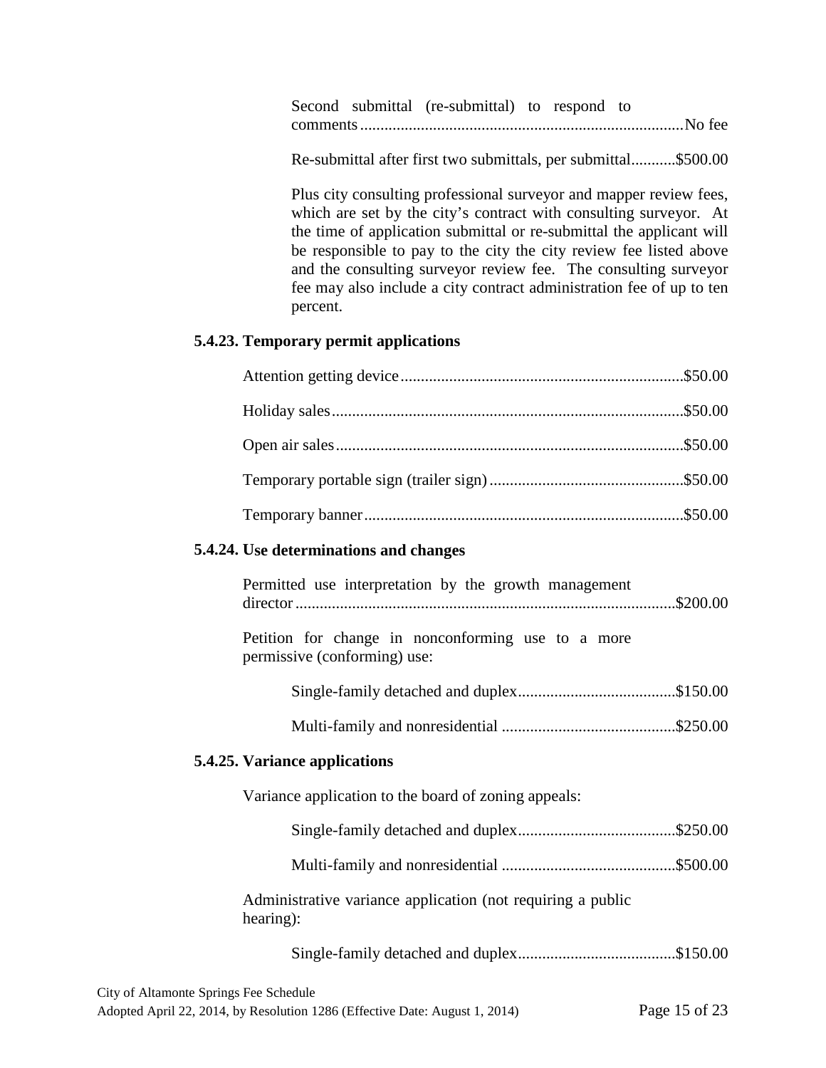Second submittal (re-submittal) to respond to comments ............................................................................ No fee

Re-submittal after first two submittals, per submittal ........... $500.00

Plus city consulting professional surveyor and mapper review fees, which are set by the city's contract with consulting surveyor. At the time of application submittal or re-submittal the applicant will be responsible to pay to the city the city review fee listed above and the consulting surveyor review fee. The consulting surveyor fee may also include a city contract administration fee of up to ten percent.

### 5.4.23. Temporary permit applications

Attention getting device ..................................................................... $50.00

Holiday sales ...................................................................................... $50.00

Open air sales ..................................................................................... $50.00

Temporary portable sign (trailer sign) ................................................ $50.00

Temporary banner ............................................................................... $50.00

### 5.4.24. Use determinations and changes

Permitted use interpretation by the growth management director ............................................................................................ $200.00

Petition for change in nonconforming use to a more permissive (conforming) use:

Single-family detached and duplex ....................................... $150.00

Multi-family and nonresidential ........................................... $250.00

### 5.4.25. Variance applications

Variance application to the board of zoning appeals:

Single-family detached and duplex ....................................... $250.00

Multi-family and nonresidential ........................................... $500.00

Administrative variance application (not requiring a public hearing):

Single-family detached and duplex ....................................... $150.00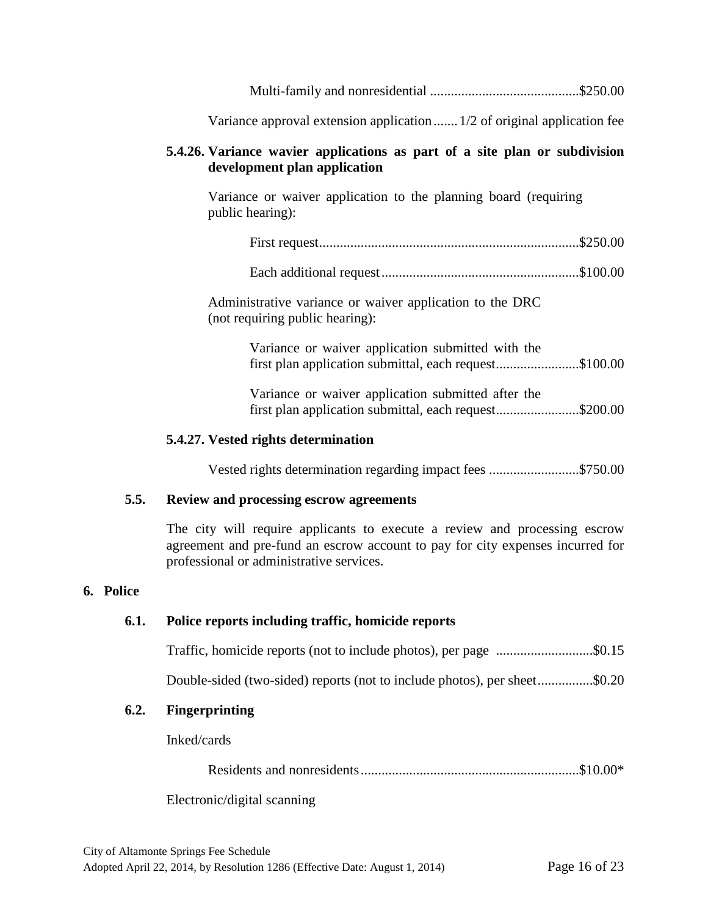Multi-family and nonresidential ..........................................$250.00

Variance approval extension application....... 1/2 of original application fee

#### 5.4.26. Variance wavier applications as part of a site plan or subdivision development plan application

Variance or waiver application to the planning board (requiring public hearing):

First request.........................................................................$250.00

Each additional request........................................................$100.00

Administrative variance or waiver application to the DRC (not requiring public hearing):

Variance or waiver application submitted with the first plan application submittal, each request........................$100.00

Variance or waiver application submitted after the first plan application submittal, each request........................$200.00

#### 5.4.27. Vested rights determination

Vested rights determination regarding impact fees .........................$750.00

### 5.5. Review and processing escrow agreements

The city will require applicants to execute a review and processing escrow agreement and pre-fund an escrow account to pay for city expenses incurred for professional or administrative services.

## 6. Police

### 6.1. Police reports including traffic, homicide reports

Traffic, homicide reports (not to include photos), per page ...........................$0.15

Double-sided (two-sided) reports (not to include photos), per sheet................$0.20

### 6.2. Fingerprinting

Inked/cards

Residents and nonresidents..............................................................$10.00*

Electronic/digital scanning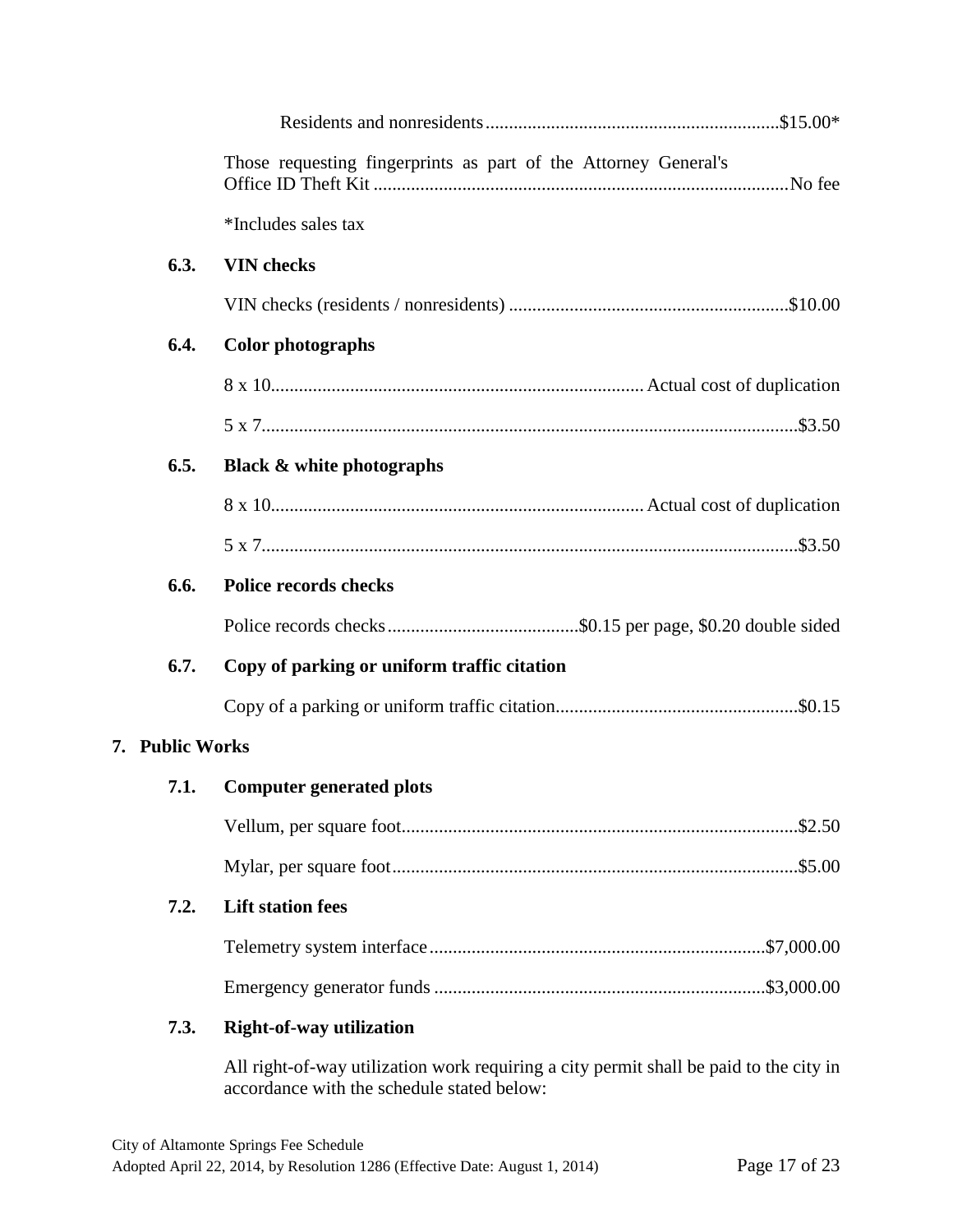Residents and nonresidents ..............................................................$15.00*

Those requesting fingerprints as part of the Attorney General's Office ID Theft Kit ......................................................................................... No fee

*Includes sales tax

### 6.3. VIN checks

VIN checks (residents / nonresidents) ...........................................................$10.00

### 6.4. Color photographs

8 x 10............................................................................... Actual cost of duplication

5 x 7.................................................................................................................$3.50

### 6.5. Black & white photographs

8 x 10............................................................................... Actual cost of duplication

5 x 7.................................................................................................................$3.50

### 6.6. Police records checks

Police records checks.........................................$0.15 per page, $0.20 double sided

### 6.7. Copy of parking or uniform traffic citation

Copy of a parking or uniform traffic citation...................................................$0.15

## 7. Public Works

### 7.1. Computer generated plots

Vellum, per square foot.....................................................................................$2.50

Mylar, per square foot.......................................................................................$5.00

### 7.2. Lift station fees

Telemetry system interface.......................................................................$7,000.00

Emergency generator funds ......................................................................$3,000.00

### 7.3. Right-of-way utilization

All right-of-way utilization work requiring a city permit shall be paid to the city in accordance with the schedule stated below: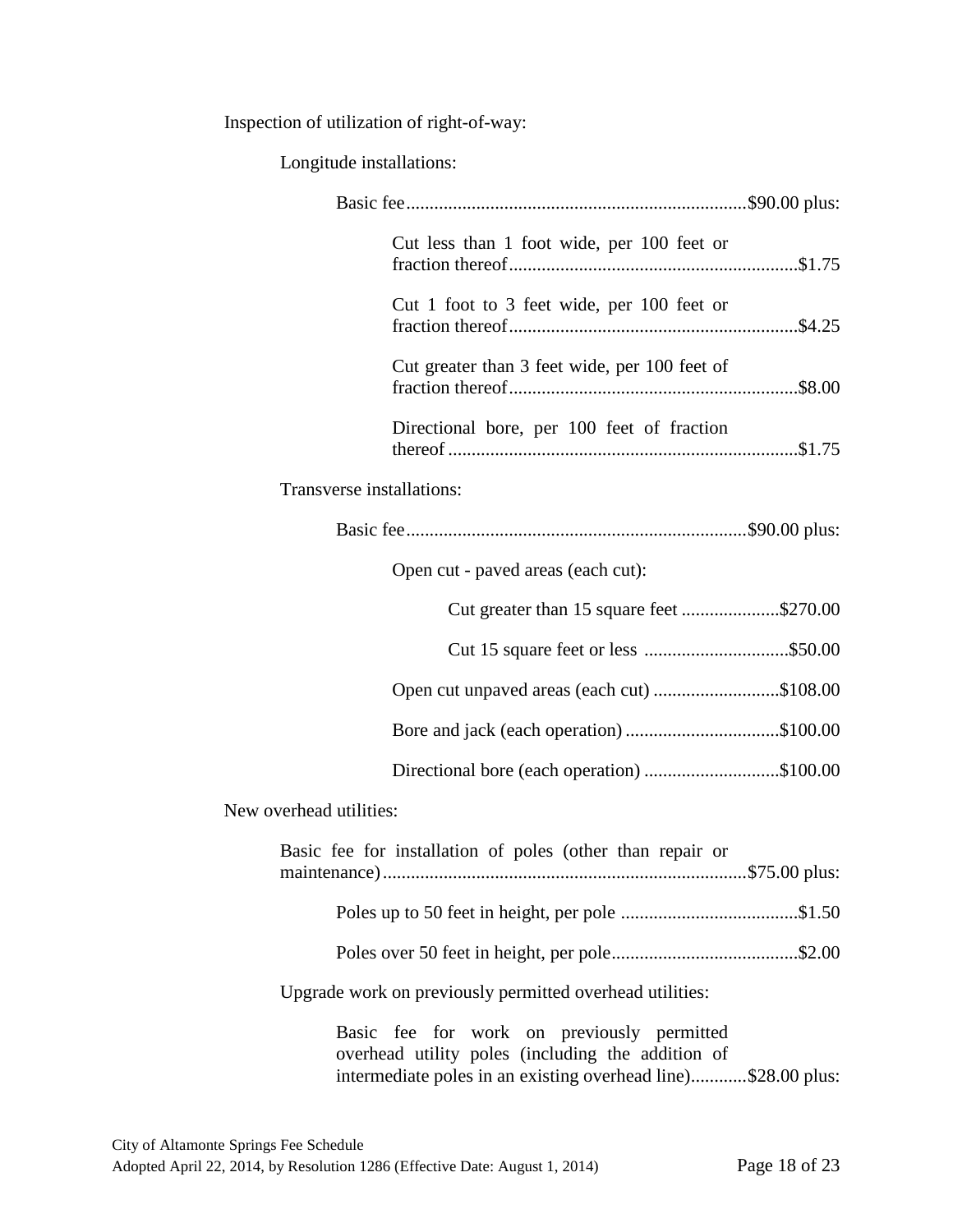Inspection of utilization of right-of-way:

Longitude installations:

Basic fee........................................................................$90.00 plus:

Cut less than 1 foot wide, per 100 feet or fraction thereof.............................................................$1.75

Cut 1 foot to 3 feet wide, per 100 feet or fraction thereof.............................................................$4.25

Cut greater than 3 feet wide, per 100 feet of fraction thereof.............................................................$8.00

Directional bore, per 100 feet of fraction thereof..........................................................................$1.75

Transverse installations:

Basic fee........................................................................$90.00 plus:

Open cut - paved areas (each cut):

Cut greater than 15 square feet .....................$270.00

Cut 15 square feet or less ...............................$50.00

Open cut unpaved areas (each cut) ...........................$108.00

Bore and jack (each operation) .................................$100.00

Directional bore (each operation) .............................$100.00

New overhead utilities:

Basic fee for installation of poles (other than repair or maintenance).............................................................................$75.00 plus:

Poles up to 50 feet in height, per pole ......................................$1.50

Poles over 50 feet in height, per pole........................................$2.00

Upgrade work on previously permitted overhead utilities:

Basic fee for work on previously permitted overhead utility poles (including the addition of intermediate poles in an existing overhead line)............$28.00 plus: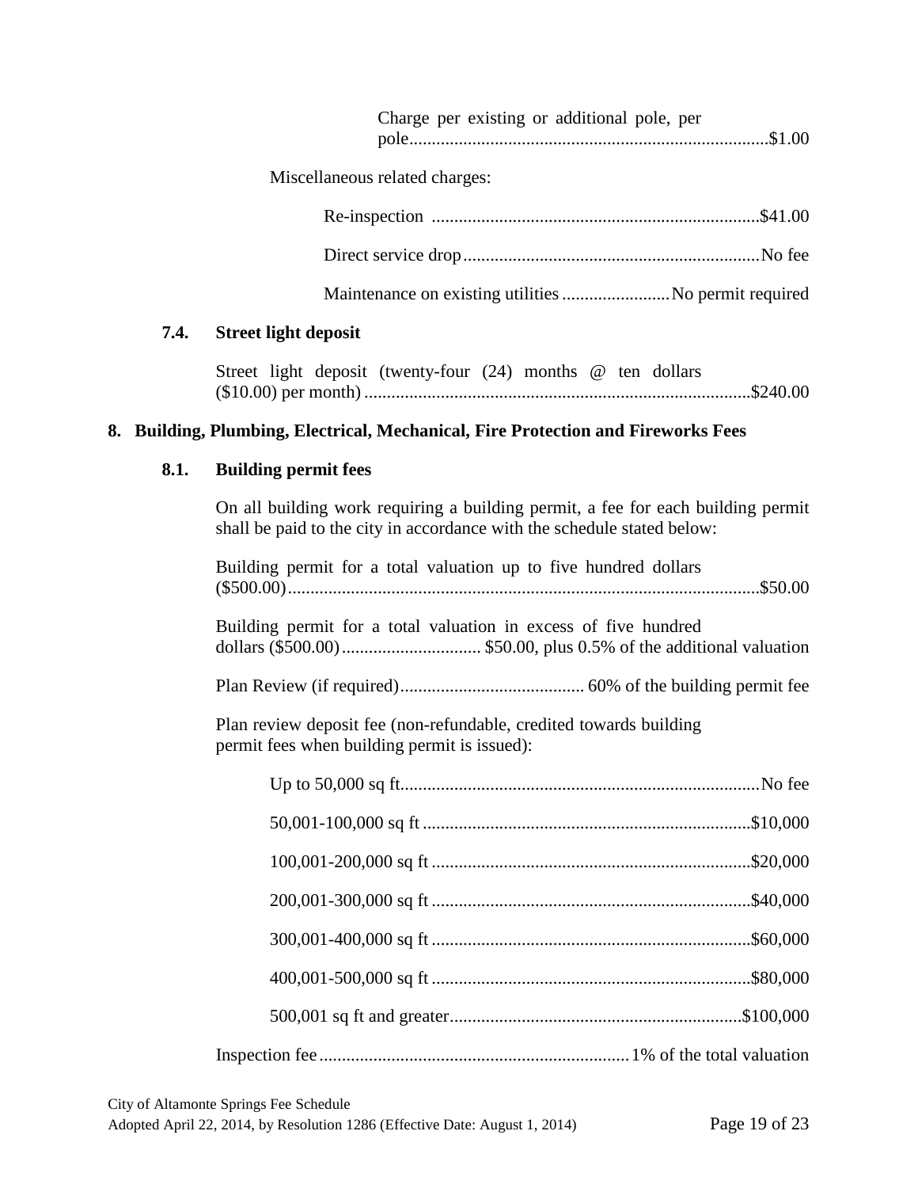Charge per existing or additional pole, per pole................................................................................$1.00

Miscellaneous related charges:

Re-inspection ........................................................................$41.00

Direct service drop..................................................................No fee

Maintenance on existing utilities ........................No permit required

### 7.4. Street light deposit

Street light deposit (twenty-four (24) months @ ten dollars ($10.00) per month) .....................................................................................$240.00

## 8. Building, Plumbing, Electrical, Mechanical, Fire Protection and Fireworks Fees

### 8.1. Building permit fees

On all building work requiring a building permit, a fee for each building permit shall be paid to the city in accordance with the schedule stated below:

Building permit for a total valuation up to five hundred dollars ($500.00).........................................................................................$50.00

Building permit for a total valuation in excess of five hundred dollars ($500.00).............................. $50.00, plus 0.5% of the additional valuation

Plan Review (if required)......................................... 60% of the building permit fee

Plan review deposit fee (non-refundable, credited towards building permit fees when building permit is issued):

Up to 50,000 sq ft...............................................................................No fee

50,001-100,000 sq ft ........................................................................$10,000

100,001-200,000 sq ft ......................................................................$20,000

200,001-300,000 sq ft ......................................................................$40,000

300,001-400,000 sq ft ......................................................................$60,000

400,001-500,000 sq ft ......................................................................$80,000

500,001 sq ft and greater.................................................................$100,000

Inspection fee.....................................................................1% of the total valuation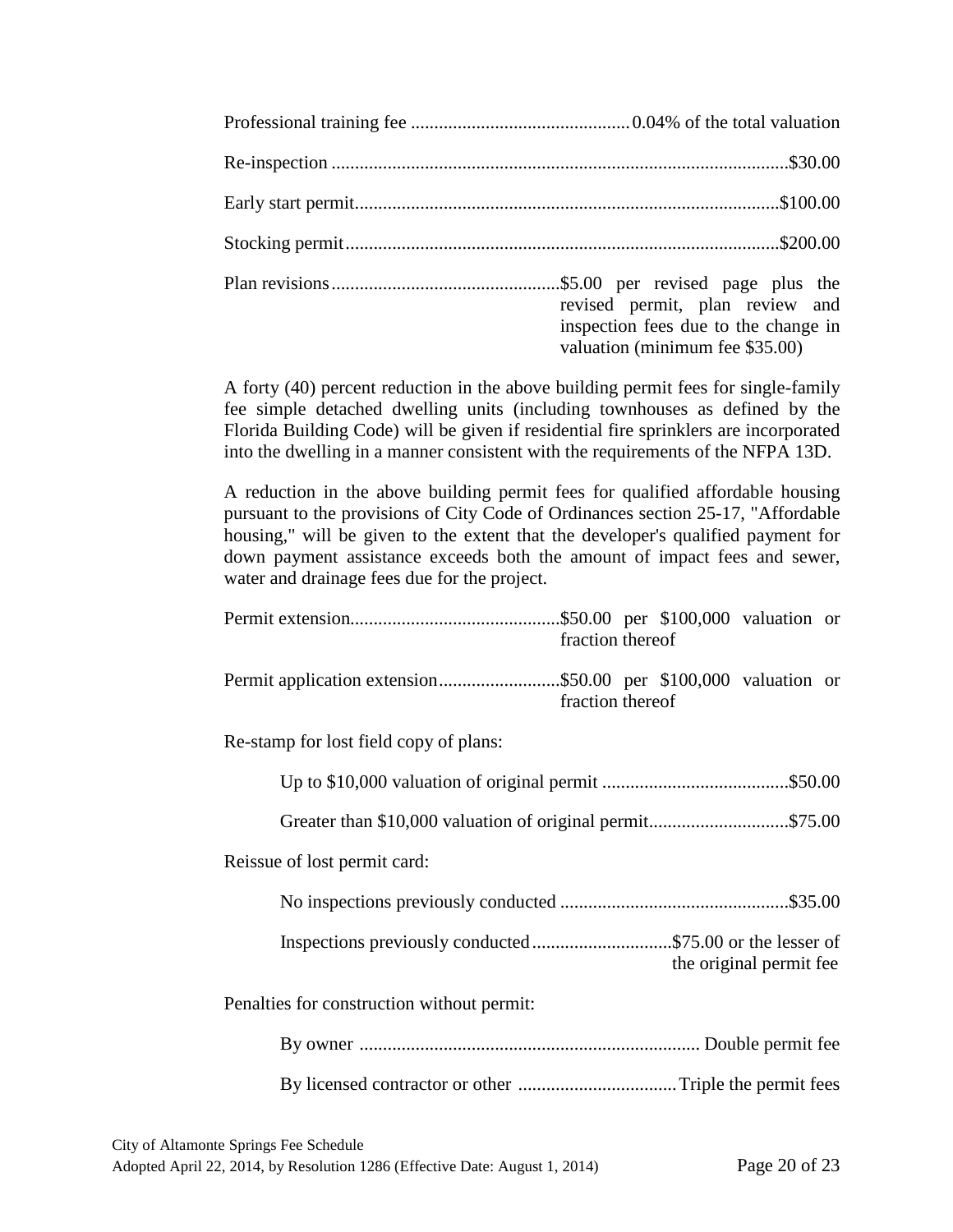Professional training fee .............................................. 0.04% of the total valuation

Re-inspection ................................................................................................$30.00

Early start permit.........................................................................................$100.00

Stocking permit...........................................................................................$200.00

Plan revisions................................................$5.00 per revised page plus the revised permit, plan review and inspection fees due to the change in valuation (minimum fee $35.00)

A forty (40) percent reduction in the above building permit fees for single-family fee simple detached dwelling units (including townhouses as defined by the Florida Building Code) will be given if residential fire sprinklers are incorporated into the dwelling in a manner consistent with the requirements of the NFPA 13D.

A reduction in the above building permit fees for qualified affordable housing pursuant to the provisions of City Code of Ordinances section 25-17, "Affordable housing," will be given to the extent that the developer's qualified payment for down payment assistance exceeds both the amount of impact fees and sewer, water and drainage fees due for the project.

Permit extension............................................$50.00 per $100,000 valuation or fraction thereof

Permit application extension..........................$50.00 per $100,000 valuation or fraction thereof

Re-stamp for lost field copy of plans:

- Up to $10,000 valuation of original permit .......................................$50.00
- Greater than $10,000 valuation of original permit.............................$75.00

Reissue of lost permit card:

- No inspections previously conducted ................................................$35.00
- Inspections previously conducted.............................$75.00 or the lesser of the original permit fee

Penalties for construction without permit:

- By owner ........................................................................ Double permit fee
- By licensed contractor or other .................................Triple the permit fees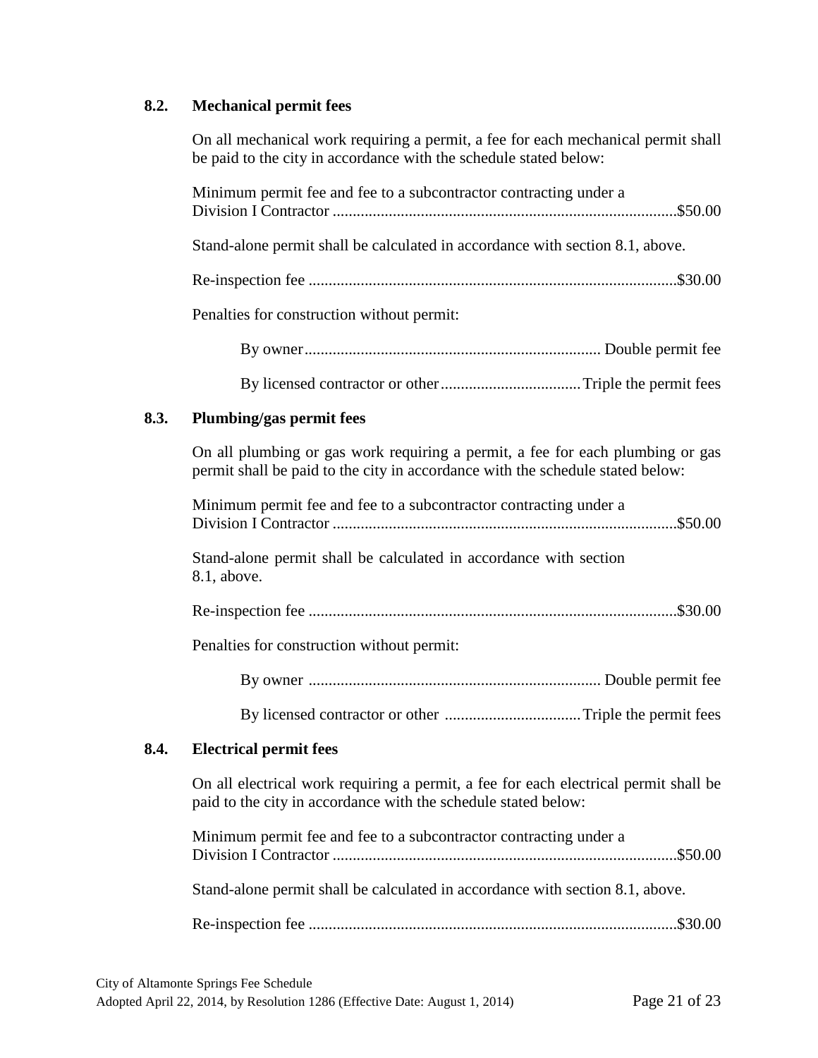### 8.2. Mechanical permit fees

On all mechanical work requiring a permit, a fee for each mechanical permit shall be paid to the city in accordance with the schedule stated below:

Minimum permit fee and fee to a subcontractor contracting under a Division I Contractor ..................................................................................... $50.00

Stand-alone permit shall be calculated in accordance with section 8.1, above.

Re-inspection fee .......................................................................................... $30.00

Penalties for construction without permit:

- By owner.......................................................................... Double permit fee
- By licensed contractor or other................................... Triple the permit fees

### 8.3. Plumbing/gas permit fees

On all plumbing or gas work requiring a permit, a fee for each plumbing or gas permit shall be paid to the city in accordance with the schedule stated below:

Minimum permit fee and fee to a subcontractor contracting under a Division I Contractor ..................................................................................... $50.00

Stand-alone permit shall be calculated in accordance with section 8.1, above.

Re-inspection fee .......................................................................................... $30.00

Penalties for construction without permit:

- By owner ......................................................................... Double permit fee
- By licensed contractor or other .................................. Triple the permit fees

### 8.4. Electrical permit fees

On all electrical work requiring a permit, a fee for each electrical permit shall be paid to the city in accordance with the schedule stated below:

Minimum permit fee and fee to a subcontractor contracting under a Division I Contractor ..................................................................................... $50.00

Stand-alone permit shall be calculated in accordance with section 8.1, above.

Re-inspection fee .......................................................................................... $30.00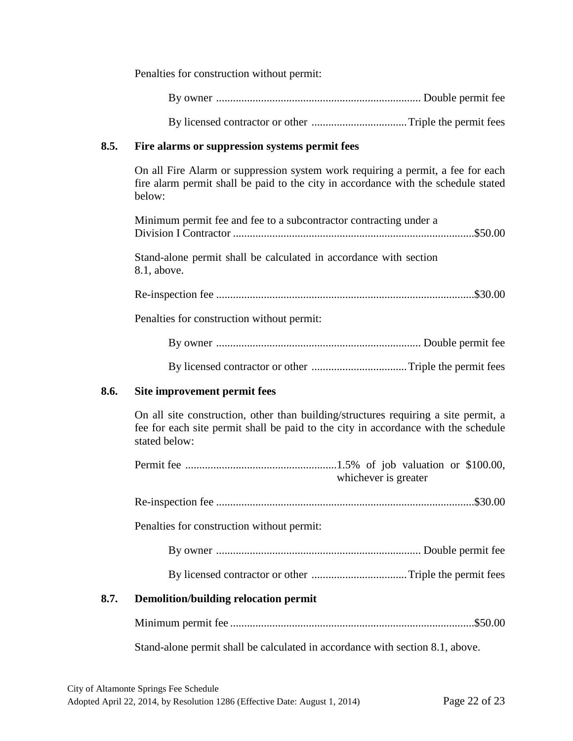Penalties for construction without permit:

By owner ........................................................................ Double permit fee

By licensed contractor or other .................................. Triple the permit fees

### 8.5. Fire alarms or suppression systems permit fees

On all Fire Alarm or suppression system work requiring a permit, a fee for each fire alarm permit shall be paid to the city in accordance with the schedule stated below:

Minimum permit fee and fee to a subcontractor contracting under a Division I Contractor ..................................................................................... $50.00

Stand-alone permit shall be calculated in accordance with section 8.1, above.

Re-inspection fee ........................................................................................... $30.00

Penalties for construction without permit:

By owner ........................................................................ Double permit fee

By licensed contractor or other .................................. Triple the permit fees

### 8.6. Site improvement permit fees

On all site construction, other than building/structures requiring a site permit, a fee for each site permit shall be paid to the city in accordance with the schedule stated below:

Permit fee ...................................................... 1.5% of job valuation or $100.00, whichever is greater

Re-inspection fee ........................................................................................... $30.00

Penalties for construction without permit:

By owner ........................................................................ Double permit fee

By licensed contractor or other .................................. Triple the permit fees

### 8.7. Demolition/building relocation permit

Minimum permit fee ...................................................................................... $50.00

Stand-alone permit shall be calculated in accordance with section 8.1, above.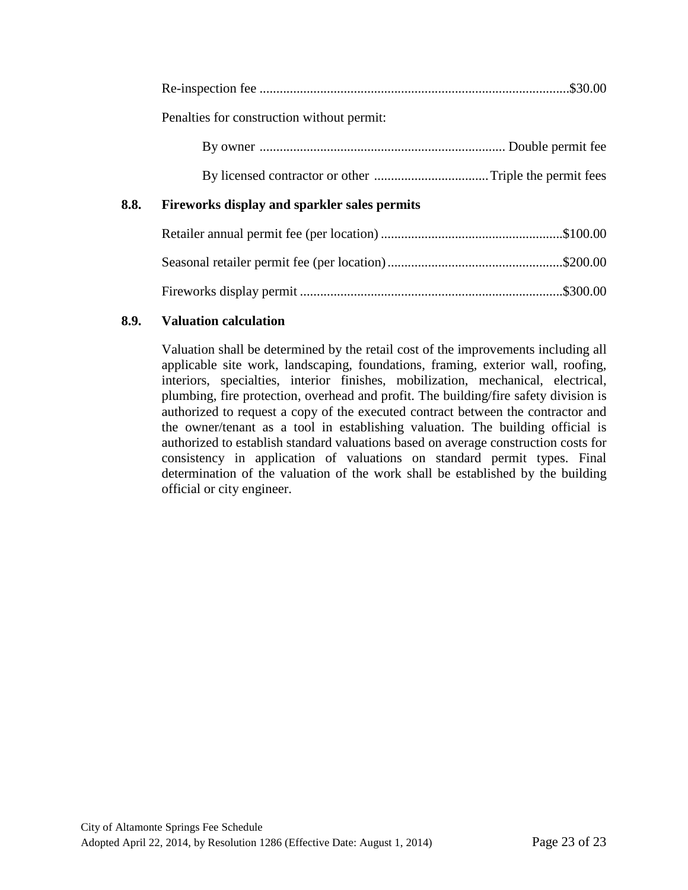Re-inspection fee ........................................................................................$30.00

Penalties for construction without permit:

By owner ........................................................................ Double permit fee

By licensed contractor or other .................................. Triple the permit fees

### 8.8. Fireworks display and sparkler sales permits

Retailer annual permit fee (per location) .....................................................$100.00

Seasonal retailer permit fee (per location)....................................................$200.00

Fireworks display permit .............................................................................$300.00

### 8.9. Valuation calculation

Valuation shall be determined by the retail cost of the improvements including all applicable site work, landscaping, foundations, framing, exterior wall, roofing, interiors, specialties, interior finishes, mobilization, mechanical, electrical, plumbing, fire protection, overhead and profit. The building/fire safety division is authorized to request a copy of the executed contract between the contractor and the owner/tenant as a tool in establishing valuation. The building official is authorized to establish standard valuations based on average construction costs for consistency in application of valuations on standard permit types. Final determination of the valuation of the work shall be established by the building official or city engineer.